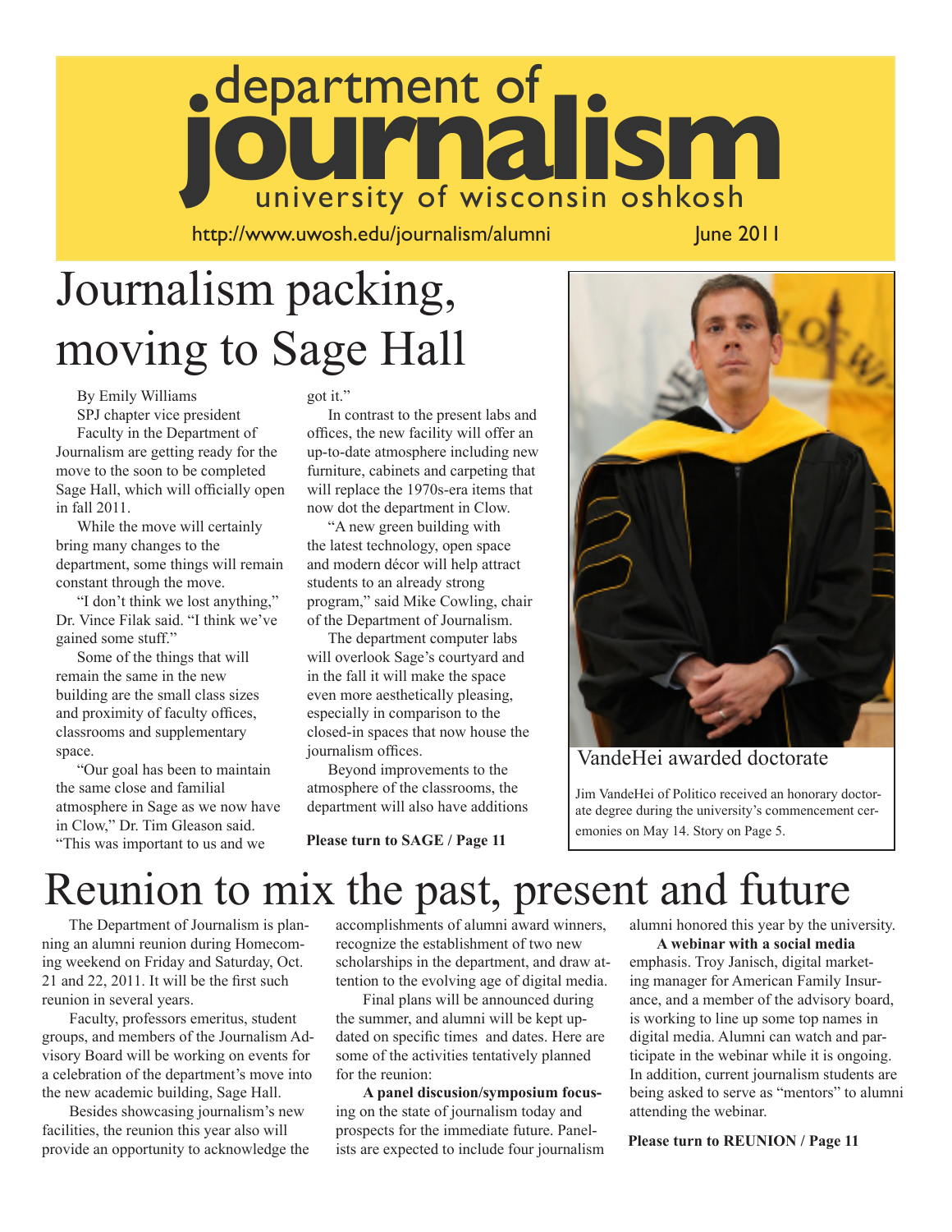# department of journalism

university of wisconsin oshkosh

http://www.uwosh.edu/journalism/alumni June 2011

## Journalism packing, moving to Sage Hall

By Emily Williams
SPJ chapter vice president

Faculty in the Department of Journalism are getting ready for the move to the soon to be completed Sage Hall, which will officially open in fall 2011.

While the move will certainly bring many changes to the department, some things will remain constant through the move.

"I don't think we lost anything," Dr. Vince Filak said. "I think we've gained some stuff."

Some of the things that will remain the same in the new building are the small class sizes and proximity of faculty offices, classrooms and supplementary space.

"Our goal has been to maintain the same close and familial atmosphere in Sage as we now have in Clow," Dr. Tim Gleason said. "This was important to us and we got it."

In contrast to the present labs and offices, the new facility will offer an up-to-date atmosphere including new furniture, cabinets and carpeting that will replace the 1970s-era items that now dot the department in Clow.

"A new green building with the latest technology, open space and modern décor will help attract students to an already strong program," said Mike Cowling, chair of the Department of Journalism.

The department computer labs will overlook Sage's courtyard and in the fall it will make the space even more aesthetically pleasing, especially in comparison to the closed-in spaces that now house the journalism offices.

Beyond improvements to the atmosphere of the classrooms, the department will also have additions

**Please turn to SAGE / Page 11**

### VandeHei awarded doctorate

Jim VandeHei of Politico received an honorary doctorate degree during the university's commencement ceremonies on May 14. Story on Page 5.

## Reunion to mix the past, present and future

The Department of Journalism is planning an alumni reunion during Homecoming weekend on Friday and Saturday, Oct. 21 and 22, 2011. It will be the first such reunion in several years.

Faculty, professors emeritus, student groups, and members of the Journalism Advisory Board will be working on events for a celebration of the department's move into the new academic building, Sage Hall.

Besides showcasing journalism's new facilities, the reunion this year also will provide an opportunity to acknowledge the accomplishments of alumni award winners, recognize the establishment of two new scholarships in the department, and draw attention to the evolving age of digital media.

Final plans will be announced during the summer, and alumni will be kept updated on specific times and dates. Here are some of the activities tentatively planned for the reunion:

**A panel discusion/symposium focusing** on the state of journalism today and prospects for the immediate future. Panelists are expected to include four journalism alumni honored this year by the university.

**A webinar with a social media** emphasis. Troy Janisch, digital marketing manager for American Family Insurance, and a member of the advisory board, is working to line up some top names in digital media. Alumni can watch and participate in the webinar while it is ongoing. In addition, current journalism students are being asked to serve as "mentors" to alumni attending the webinar.

**Please turn to REUNION / Page 11**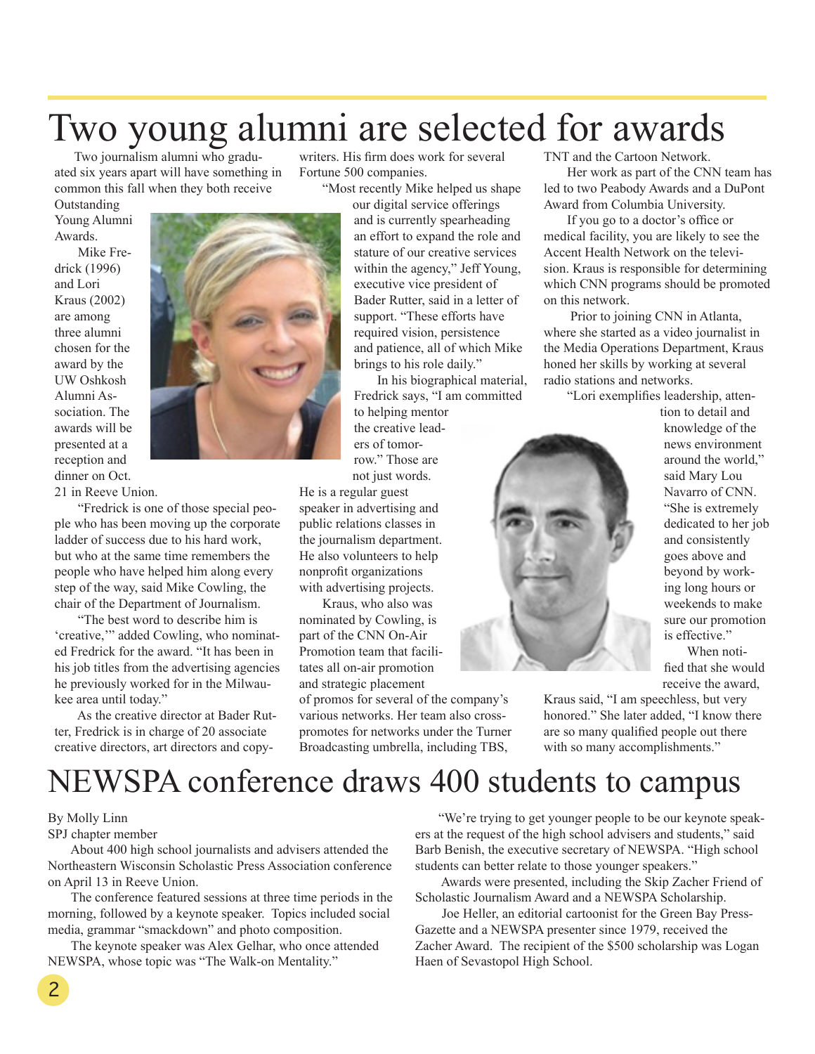# Two young alumni are selected for awards

Two journalism alumni who graduated six years apart will have something in common this fall when they both receive Outstanding Young Alumni Awards.

Mike Fredrick (1996) and Lori Kraus (2002) are among three alumni chosen for the award by the UW Oshkosh Alumni Association. The awards will be presented at a reception and dinner on Oct. 21 in Reeve Union.

"Fredrick is one of those special people who has been moving up the corporate ladder of success due to his hard work, but who at the same time remembers the people who have helped him along every step of the way, said Mike Cowling, the chair of the Department of Journalism.

"The best word to describe him is 'creative,'" added Cowling, who nominated Fredrick for the award. "It has been in his job titles from the advertising agencies he previously worked for in the Milwaukee area until today."

As the creative director at Bader Rutter, Fredrick is in charge of 20 associate creative directors, art directors and copywriters. His firm does work for several Fortune 500 companies.

"Most recently Mike helped us shape our digital service offerings and is currently spearheading an effort to expand the role and stature of our creative services within the agency," Jeff Young, executive vice president of Bader Rutter, said in a letter of support. "These efforts have required vision, persistence and patience, all of which Mike brings to his role daily."

In his biographical material, Fredrick says, "I am committed to helping mentor the creative leaders of tomorrow." Those are not just words. He is a regular guest speaker in advertising and public relations classes in the journalism department. He also volunteers to help nonprofit organizations with advertising projects.

Kraus, who also was nominated by Cowling, is part of the CNN On-Air Promotion team that facilitates all on-air promotion and strategic placement of promos for several of the company's various networks. Her team also cross-promotes for networks under the Turner Broadcasting umbrella, including TBS, TNT and the Cartoon Network.

Her work as part of the CNN team has led to two Peabody Awards and a DuPont Award from Columbia University.

If you go to a doctor's office or medical facility, you are likely to see the Accent Health Network on the television. Kraus is responsible for determining which CNN programs should be promoted on this network.

Prior to joining CNN in Atlanta, where she started as a video journalist in the Media Operations Department, Kraus honed her skills by working at several radio stations and networks.

"Lori exemplifies leadership, attention to detail and knowledge of the news environment around the world," said Mary Lou Navarro of CNN. "She is extremely dedicated to her job and consistently goes above and beyond by working long hours or weekends to make sure our promotion is effective."

When notified that she would receive the award, Kraus said, "I am speechless, but very honored." She later added, "I know there are so many qualified people out there with so many accomplishments."

# NEWSPA conference draws 400 students to campus

By Molly Linn
SPJ chapter member

About 400 high school journalists and advisers attended the Northeastern Wisconsin Scholastic Press Association conference on April 13 in Reeve Union.

The conference featured sessions at three time periods in the morning, followed by a keynote speaker. Topics included social media, grammar "smackdown" and photo composition.

The keynote speaker was Alex Gelhar, who once attended NEWSPA, whose topic was "The Walk-on Mentality."

"We're trying to get younger people to be our keynote speakers at the request of the high school advisers and students," said Barb Benish, the executive secretary of NEWSPA. "High school students can better relate to those younger speakers."

Awards were presented, including the Skip Zacher Friend of Scholastic Journalism Award and a NEWSPA Scholarship.

Joe Heller, an editorial cartoonist for the Green Bay Press-Gazette and a NEWSPA presenter since 1979, received the Zacher Award. The recipient of the $500 scholarship was Logan Haen of Sevastopol High School.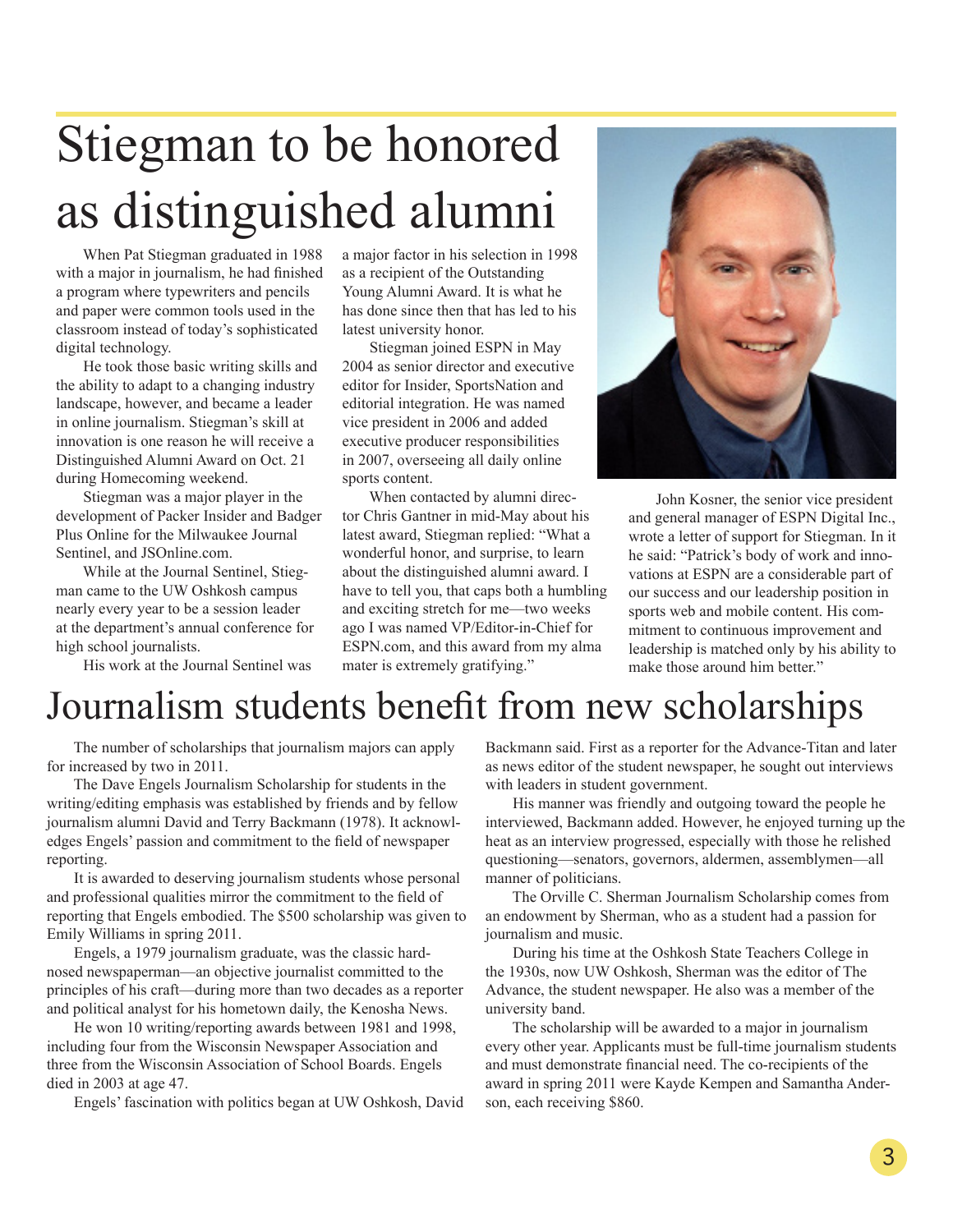# Stiegman to be honored as distinguished alumni

When Pat Stiegman graduated in 1988 with a major in journalism, he had finished a program where typewriters and pencils and paper were common tools used in the classroom instead of today's sophisticated digital technology.

He took those basic writing skills and the ability to adapt to a changing industry landscape, however, and became a leader in online journalism. Stiegman's skill at innovation is one reason he will receive a Distinguished Alumni Award on Oct. 21 during Homecoming weekend.

Stiegman was a major player in the development of Packer Insider and Badger Plus Online for the Milwaukee Journal Sentinel, and JSOnline.com.

While at the Journal Sentinel, Stiegman came to the UW Oshkosh campus nearly every year to be a session leader at the department's annual conference for high school journalists.

His work at the Journal Sentinel was a major factor in his selection in 1998 as a recipient of the Outstanding Young Alumni Award. It is what he has done since then that has led to his latest university honor.

Stiegman joined ESPN in May 2004 as senior director and executive editor for Insider, SportsNation and editorial integration. He was named vice president in 2006 and added executive producer responsibilities in 2007, overseeing all daily online sports content.

When contacted by alumni director Chris Gantner in mid-May about his latest award, Stiegman replied: "What a wonderful honor, and surprise, to learn about the distinguished alumni award. I have to tell you, that caps both a humbling and exciting stretch for me—two weeks ago I was named VP/Editor-in-Chief for ESPN.com, and this award from my alma mater is extremely gratifying."

John Kosner, the senior vice president and general manager of ESPN Digital Inc., wrote a letter of support for Stiegman. In it he said: "Patrick's body of work and innovations at ESPN are a considerable part of our success and our leadership position in sports web and mobile content. His commitment to continuous improvement and leadership is matched only by his ability to make those around him better."

# Journalism students benefit from new scholarships

The number of scholarships that journalism majors can apply for increased by two in 2011.

The Dave Engels Journalism Scholarship for students in the writing/editing emphasis was established by friends and by fellow journalism alumni David and Terry Backmann (1978). It acknowledges Engels' passion and commitment to the field of newspaper reporting.

It is awarded to deserving journalism students whose personal and professional qualities mirror the commitment to the field of reporting that Engels embodied. The $500 scholarship was given to Emily Williams in spring 2011.

Engels, a 1979 journalism graduate, was the classic hard-nosed newspaperman—an objective journalist committed to the principles of his craft—during more than two decades as a reporter and political analyst for his hometown daily, the Kenosha News.

He won 10 writing/reporting awards between 1981 and 1998, including four from the Wisconsin Newspaper Association and three from the Wisconsin Association of School Boards. Engels died in 2003 at age 47.

Engels' fascination with politics began at UW Oshkosh, David Backmann said. First as a reporter for the Advance-Titan and later as news editor of the student newspaper, he sought out interviews with leaders in student government.

His manner was friendly and outgoing toward the people he interviewed, Backmann added. However, he enjoyed turning up the heat as an interview progressed, especially with those he relished questioning—senators, governors, aldermen, assemblymen—all manner of politicians.

The Orville C. Sherman Journalism Scholarship comes from an endowment by Sherman, who as a student had a passion for journalism and music.

During his time at the Oshkosh State Teachers College in the 1930s, now UW Oshkosh, Sherman was the editor of The Advance, the student newspaper. He also was a member of the university band.

The scholarship will be awarded to a major in journalism every other year. Applicants must be full-time journalism students and must demonstrate financial need. The co-recipients of the award in spring 2011 were Kayde Kempen and Samantha Anderson, each receiving $860.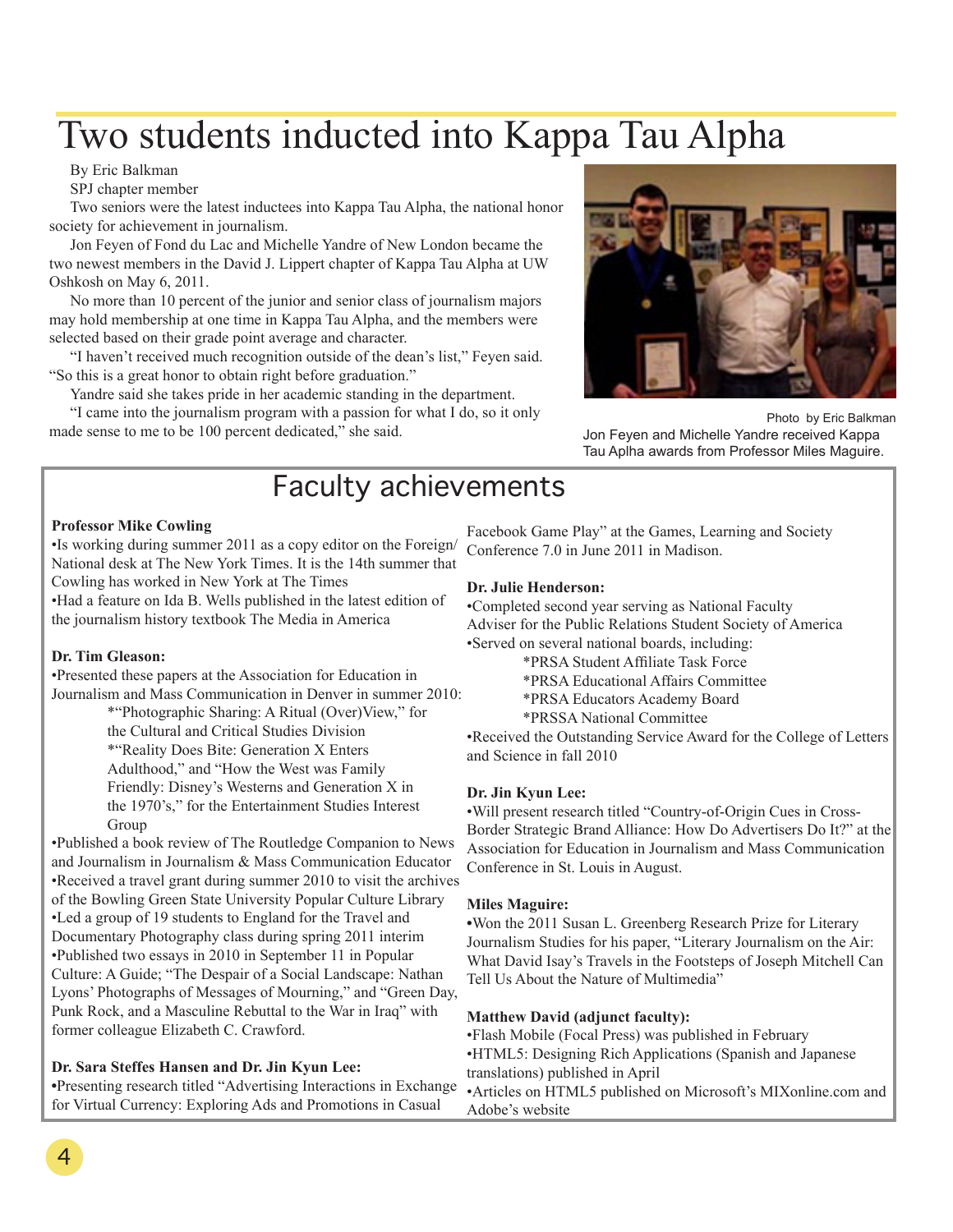# Two students inducted into Kappa Tau Alpha

By Eric Balkman

SPJ chapter member

Two seniors were the latest inductees into Kappa Tau Alpha, the national honor society for achievement in journalism.

Jon Feyen of Fond du Lac and Michelle Yandre of New London became the two newest members in the David J. Lippert chapter of Kappa Tau Alpha at UW Oshkosh on May 6, 2011.

No more than 10 percent of the junior and senior class of journalism majors may hold membership at one time in Kappa Tau Alpha, and the members were selected based on their grade point average and character.

"I haven't received much recognition outside of the dean's list," Feyen said. "So this is a great honor to obtain right before graduation."

Yandre said she takes pride in her academic standing in the department.

"I came into the journalism program with a passion for what I do, so it only made sense to me to be 100 percent dedicated," she said.

Photo by Eric Balkman

Jon Feyen and Michelle Yandre received Kappa Tau Aplha awards from Professor Miles Maguire.

## Faculty achievements

**Professor Mike Cowling**

•Is working during summer 2011 as a copy editor on the Foreign/National desk at The New York Times. It is the 14th summer that Cowling has worked in New York at The Times

•Had a feature on Ida B. Wells published in the latest edition of the journalism history textbook The Media in America

**Dr. Tim Gleason:**

•Presented these papers at the Association for Education in Journalism and Mass Communication in Denver in summer 2010:

*"Photographic Sharing: A Ritual (Over)View," for the Cultural and Critical Studies Division

*"Reality Does Bite: Generation X Enters Adulthood," and "How the West was Family Friendly: Disney's Westerns and Generation X in the 1970's," for the Entertainment Studies Interest Group

•Published a book review of The Routledge Companion to News and Journalism in Journalism & Mass Communication Educator

•Received a travel grant during summer 2010 to visit the archives of the Bowling Green State University Popular Culture Library

•Led a group of 19 students to England for the Travel and Documentary Photography class during spring 2011 interim

•Published two essays in 2010 in September 11 in Popular Culture: A Guide; "The Despair of a Social Landscape: Nathan Lyons' Photographs of Messages of Mourning," and "Green Day, Punk Rock, and a Masculine Rebuttal to the War in Iraq" with former colleague Elizabeth C. Crawford.

**Dr. Sara Steffes Hansen and Dr. Jin Kyun Lee:**

•Presenting research titled "Advertising Interactions in Exchange for Virtual Currency: Exploring Ads and Promotions in Casual Facebook Game Play" at the Games, Learning and Society Conference 7.0 in June 2011 in Madison.

**Dr. Julie Henderson:**

•Completed second year serving as National Faculty Adviser for the Public Relations Student Society of America

•Served on several national boards, including:

*PRSA Student Affiliate Task Force

*PRSA Educational Affairs Committee

*PRSA Educators Academy Board

*PRSSA National Committee

•Received the Outstanding Service Award for the College of Letters and Science in fall 2010

**Dr. Jin Kyun Lee:**

•Will present research titled "Country-of-Origin Cues in Cross-Border Strategic Brand Alliance: How Do Advertisers Do It?" at the Association for Education in Journalism and Mass Communication Conference in St. Louis in August.

**Miles Maguire:**

•Won the 2011 Susan L. Greenberg Research Prize for Literary Journalism Studies for his paper, "Literary Journalism on the Air: What David Isay's Travels in the Footsteps of Joseph Mitchell Can Tell Us About the Nature of Multimedia"

**Matthew David (adjunct faculty):**

•Flash Mobile (Focal Press) was published in February

•HTML5: Designing Rich Applications (Spanish and Japanese translations) published in April

•Articles on HTML5 published on Microsoft's MIXonline.com and Adobe's website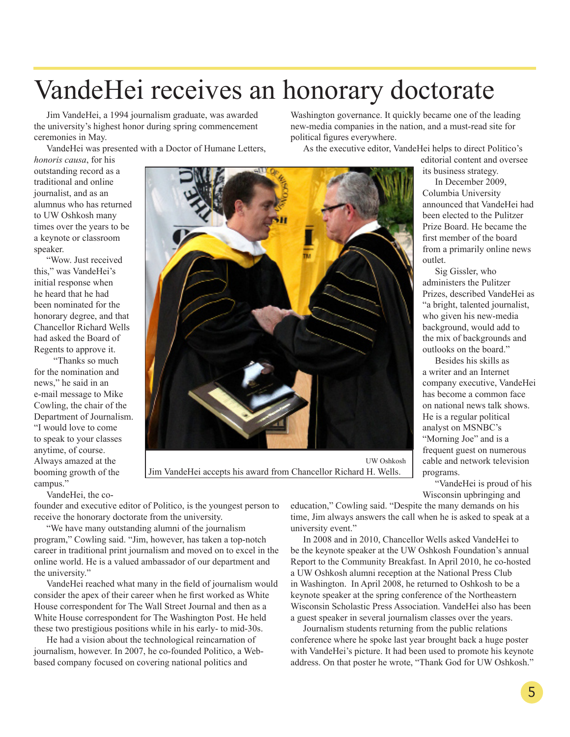# VandeHei receives an honorary doctorate

Jim VandeHei, a 1994 journalism graduate, was awarded the university's highest honor during spring commencement ceremonies in May.

VandeHei was presented with a Doctor of Humane Letters, *honoris causa*, for his outstanding record as a traditional and online journalist, and as an alumnus who has returned to UW Oshkosh many times over the years to be a keynote or classroom speaker.

"Wow. Just received this," was VandeHei's initial response when he heard that he had been nominated for the honorary degree, and that Chancellor Richard Wells had asked the Board of Regents to approve it.

"Thanks so much for the nomination and news," he said in an e-mail message to Mike Cowling, the chair of the Department of Journalism. "I would love to come to speak to your classes anytime, of course. Always amazed at the booming growth of the campus."

UW Oshkosh
Jim VandeHei accepts his award from Chancellor Richard H. Wells.

VandeHei, the co-founder and executive editor of Politico, is the youngest person to receive the honorary doctorate from the university.

"We have many outstanding alumni of the journalism program," Cowling said. "Jim, however, has taken a top-notch career in traditional print journalism and moved on to excel in the online world. He is a valued ambassador of our department and the university."

VandeHei reached what many in the field of journalism would consider the apex of their career when he first worked as White House correspondent for The Wall Street Journal and then as a White House correspondent for The Washington Post. He held these two prestigious positions while in his early- to mid-30s.

He had a vision about the technological reincarnation of journalism, however. In 2007, he co-founded Politico, a Web-based company focused on covering national politics and Washington governance. It quickly became one of the leading new-media companies in the nation, and a must-read site for political figures everywhere.

As the executive editor, VandeHei helps to direct Politico's editorial content and oversee its business strategy.

In December 2009, Columbia University announced that VandeHei had been elected to the Pulitzer Prize Board. He became the first member of the board from a primarily online news outlet.

Sig Gissler, who administers the Pulitzer Prizes, described VandeHei as "a bright, talented journalist, who given his new-media background, would add to the mix of backgrounds and outlooks on the board."

Besides his skills as a writer and an Internet company executive, VandeHei has become a common face on national news talk shows. He is a regular political analyst on MSNBC's "Morning Joe" and is a frequent guest on numerous cable and network television programs.

"VandeHei is proud of his Wisconsin upbringing and education," Cowling said. "Despite the many demands on his time, Jim always answers the call when he is asked to speak at a university event."

In 2008 and in 2010, Chancellor Wells asked VandeHei to be the keynote speaker at the UW Oshkosh Foundation's annual Report to the Community Breakfast. In April 2010, he co-hosted a UW Oshkosh alumni reception at the National Press Club in Washington. In April 2008, he returned to Oshkosh to be a keynote speaker at the spring conference of the Northeastern Wisconsin Scholastic Press Association. VandeHei also has been a guest speaker in several journalism classes over the years.

Journalism students returning from the public relations conference where he spoke last year brought back a huge poster with VandeHei's picture. It had been used to promote his keynote address. On that poster he wrote, "Thank God for UW Oshkosh."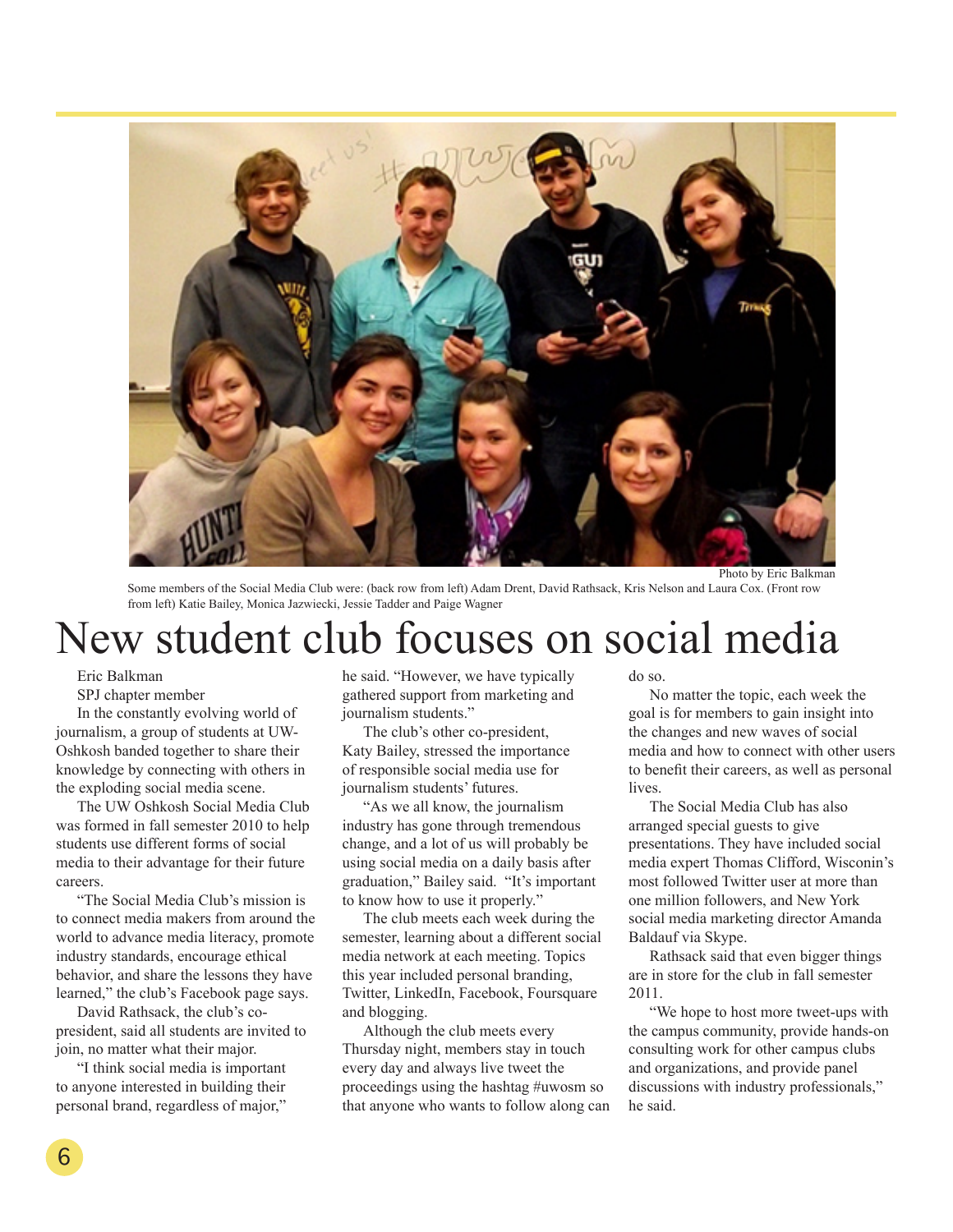Photo by Eric Balkman

Some members of the Social Media Club were: (back row from left) Adam Drent, David Rathsack, Kris Nelson and Laura Cox. (Front row from left) Katie Bailey, Monica Jazwiecki, Jessie Tadder and Paige Wagner

# New student club focuses on social media

Eric Balkman

SPJ chapter member

In the constantly evolving world of journalism, a group of students at UW-Oshkosh banded together to share their knowledge by connecting with others in the exploding social media scene.

The UW Oshkosh Social Media Club was formed in fall semester 2010 to help students use different forms of social media to their advantage for their future careers.

"The Social Media Club's mission is to connect media makers from around the world to advance media literacy, promote industry standards, encourage ethical behavior, and share the lessons they have learned," the club's Facebook page says.

David Rathsack, the club's co-president, said all students are invited to join, no matter what their major.

"I think social media is important to anyone interested in building their personal brand, regardless of major," he said. "However, we have typically gathered support from marketing and journalism students."

The club's other co-president, Katy Bailey, stressed the importance of responsible social media use for journalism students' futures.

"As we all know, the journalism industry has gone through tremendous change, and a lot of us will probably be using social media on a daily basis after graduation," Bailey said. "It's important to know how to use it properly."

The club meets each week during the semester, learning about a different social media network at each meeting. Topics this year included personal branding, Twitter, LinkedIn, Facebook, Foursquare and blogging.

Although the club meets every Thursday night, members stay in touch every day and always live tweet the proceedings using the hashtag #uwosm so that anyone who wants to follow along can do so.

No matter the topic, each week the goal is for members to gain insight into the changes and new waves of social media and how to connect with other users to benefit their careers, as well as personal lives.

The Social Media Club has also arranged special guests to give presentations. They have included social media expert Thomas Clifford, Wisconsin's most followed Twitter user at more than one million followers, and New York social media marketing director Amanda Baldauf via Skype.

Rathsack said that even bigger things are in store for the club in fall semester 2011.

"We hope to host more tweet-ups with the campus community, provide hands-on consulting work for other campus clubs and organizations, and provide panel discussions with industry professionals," he said.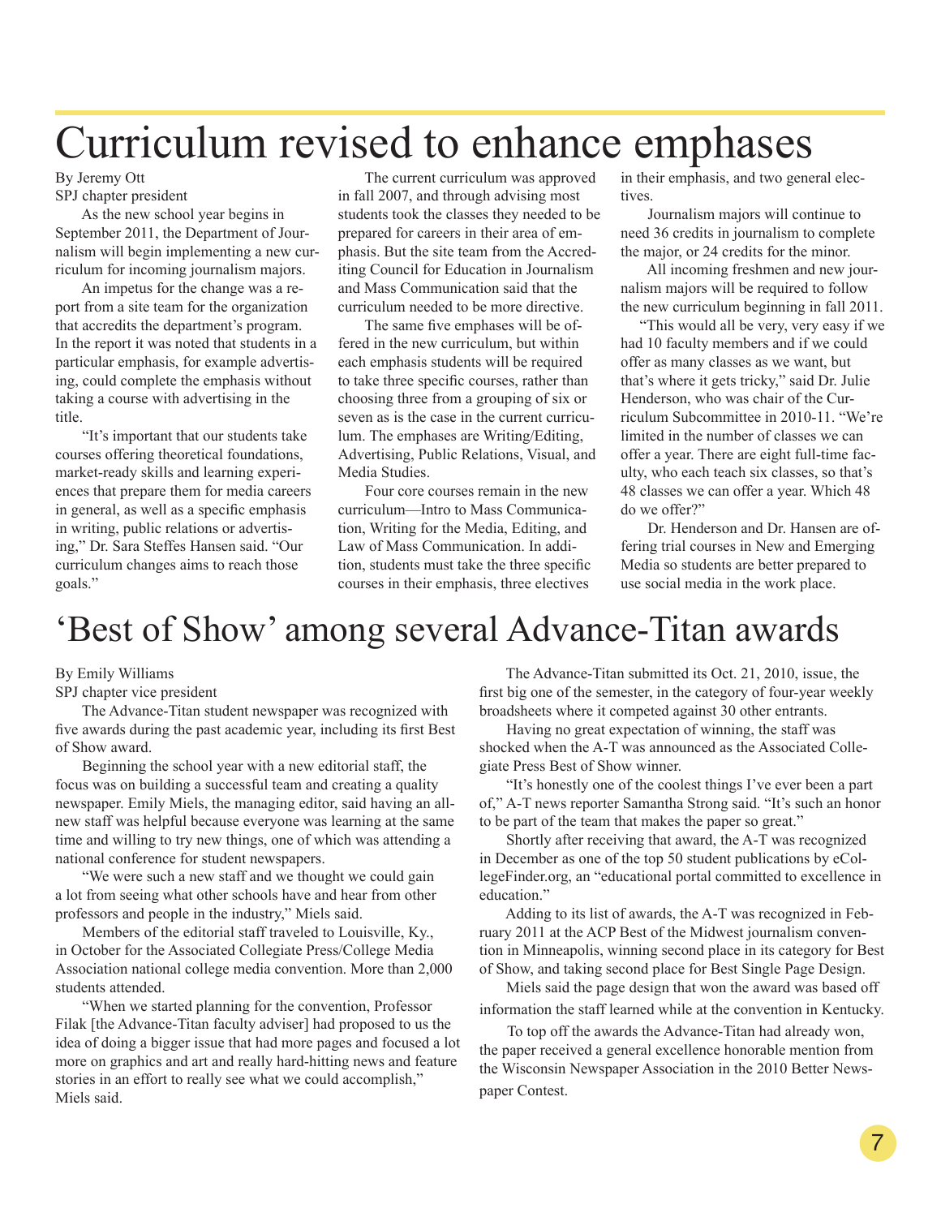# Curriculum revised to enhance emphases

By Jeremy Ott
SPJ chapter president

As the new school year begins in September 2011, the Department of Journalism will begin implementing a new curriculum for incoming journalism majors.

An impetus for the change was a report from a site team for the organization that accredits the department's program. In the report it was noted that students in a particular emphasis, for example advertising, could complete the emphasis without taking a course with advertising in the title.

"It's important that our students take courses offering theoretical foundations, market-ready skills and learning experiences that prepare them for media careers in general, as well as a specific emphasis in writing, public relations or advertising," Dr. Sara Steffes Hansen said. "Our curriculum changes aims to reach those goals."

The current curriculum was approved in fall 2007, and through advising most students took the classes they needed to be prepared for careers in their area of emphasis. But the site team from the Accrediting Council for Education in Journalism and Mass Communication said that the curriculum needed to be more directive.

The same five emphases will be offered in the new curriculum, but within each emphasis students will be required to take three specific courses, rather than choosing three from a grouping of six or seven as is the case in the current curriculum. The emphases are Writing/Editing, Advertising, Public Relations, Visual, and Media Studies.

Four core courses remain in the new curriculum—Intro to Mass Communication, Writing for the Media, Editing, and Law of Mass Communication. In addition, students must take the three specific courses in their emphasis, three electives in their emphasis, and two general electives.

Journalism majors will continue to need 36 credits in journalism to complete the major, or 24 credits for the minor.

All incoming freshmen and new journalism majors will be required to follow the new curriculum beginning in fall 2011.

"This would all be very, very easy if we had 10 faculty members and if we could offer as many classes as we want, but that's where it gets tricky," said Dr. Julie Henderson, who was chair of the Curriculum Subcommittee in 2010-11. "We're limited in the number of classes we can offer a year. There are eight full-time faculty, who each teach six classes, so that's 48 classes we can offer a year. Which 48 do we offer?"

Dr. Henderson and Dr. Hansen are offering trial courses in New and Emerging Media so students are better prepared to use social media in the work place.

# 'Best of Show' among several Advance-Titan awards

By Emily Williams
SPJ chapter vice president

The Advance-Titan student newspaper was recognized with five awards during the past academic year, including its first Best of Show award.

Beginning the school year with a new editorial staff, the focus was on building a successful team and creating a quality newspaper. Emily Miels, the managing editor, said having an all-new staff was helpful because everyone was learning at the same time and willing to try new things, one of which was attending a national conference for student newspapers.

"We were such a new staff and we thought we could gain a lot from seeing what other schools have and hear from other professors and people in the industry," Miels said.

Members of the editorial staff traveled to Louisville, Ky., in October for the Associated Collegiate Press/College Media Association national college media convention. More than 2,000 students attended.

"When we started planning for the convention, Professor Filak [the Advance-Titan faculty adviser] had proposed to us the idea of doing a bigger issue that had more pages and focused a lot more on graphics and art and really hard-hitting news and feature stories in an effort to really see what we could accomplish," Miels said.

The Advance-Titan submitted its Oct. 21, 2010, issue, the first big one of the semester, in the category of four-year weekly broadsheets where it competed against 30 other entrants.

Having no great expectation of winning, the staff was shocked when the A-T was announced as the Associated Collegiate Press Best of Show winner.

"It's honestly one of the coolest things I've ever been a part of," A-T news reporter Samantha Strong said. "It's such an honor to be part of the team that makes the paper so great."

Shortly after receiving that award, the A-T was recognized in December as one of the top 50 student publications by eCollegeFinder.org, an "educational portal committed to excellence in education."

Adding to its list of awards, the A-T was recognized in February 2011 at the ACP Best of the Midwest journalism convention in Minneapolis, winning second place in its category for Best of Show, and taking second place for Best Single Page Design.

Miels said the page design that won the award was based off information the staff learned while at the convention in Kentucky.

To top off the awards the Advance-Titan had already won, the paper received a general excellence honorable mention from the Wisconsin Newspaper Association in the 2010 Better Newspaper Contest.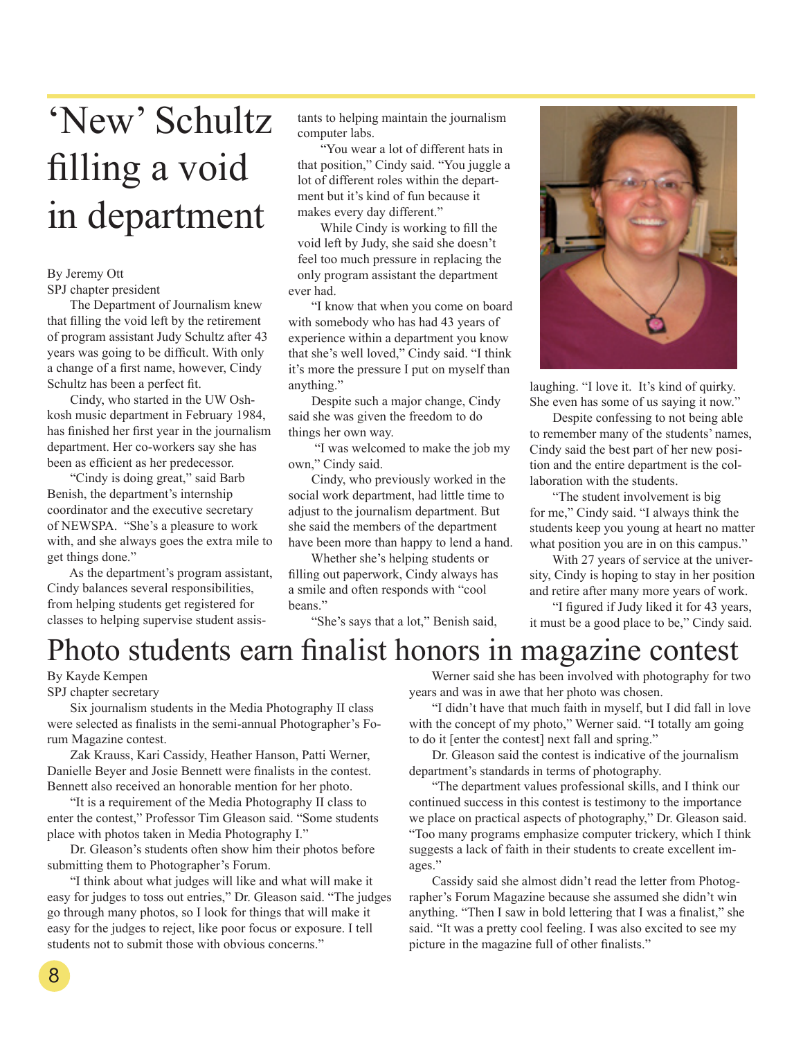# 'New' Schultz filling a void in department

By Jeremy Ott
SPJ chapter president

The Department of Journalism knew that filling the void left by the retirement of program assistant Judy Schultz after 43 years was going to be difficult. With only a change of a first name, however, Cindy Schultz has been a perfect fit.

Cindy, who started in the UW Oshkosh music department in February 1984, has finished her first year in the journalism department. Her co-workers say she has been as efficient as her predecessor.

"Cindy is doing great," said Barb Benish, the department's internship coordinator and the executive secretary of NEWSPA. "She's a pleasure to work with, and she always goes the extra mile to get things done."

As the department's program assistant, Cindy balances several responsibilities, from helping students get registered for classes to helping supervise student assistants to helping maintain the journalism computer labs.

"You wear a lot of different hats in that position," Cindy said. "You juggle a lot of different roles within the department but it's kind of fun because it makes every day different."

While Cindy is working to fill the void left by Judy, she said she doesn't feel too much pressure in replacing the only program assistant the department ever had.

"I know that when you come on board with somebody who has had 43 years of experience within a department you know that she's well loved," Cindy said. "I think it's more the pressure I put on myself than anything."

Despite such a major change, Cindy said she was given the freedom to do things her own way.

"I was welcomed to make the job my own," Cindy said.

Cindy, who previously worked in the social work department, had little time to adjust to the journalism department. But she said the members of the department have been more than happy to lend a hand.

Whether she's helping students or filling out paperwork, Cindy always has a smile and often responds with "cool beans."

"She's says that a lot," Benish said, laughing. "I love it. It's kind of quirky. She even has some of us saying it now."

Despite confessing to not being able to remember many of the students' names, Cindy said the best part of her new position and the entire department is the collaboration with the students.

"The student involvement is big for me," Cindy said. "I always think the students keep you young at heart no matter what position you are in on this campus."

With 27 years of service at the university, Cindy is hoping to stay in her position and retire after many more years of work.

"I figured if Judy liked it for 43 years, it must be a good place to be," Cindy said.

# Photo students earn finalist honors in magazine contest

By Kayde Kempen
SPJ chapter secretary

Six journalism students in the Media Photography II class were selected as finalists in the semi-annual Photographer's Forum Magazine contest.

Zak Krauss, Kari Cassidy, Heather Hanson, Patti Werner, Danielle Beyer and Josie Bennett were finalists in the contest. Bennett also received an honorable mention for her photo.

"It is a requirement of the Media Photography II class to enter the contest," Professor Tim Gleason said. "Some students place with photos taken in Media Photography I."

Dr. Gleason's students often show him their photos before submitting them to Photographer's Forum.

"I think about what judges will like and what will make it easy for judges to toss out entries," Dr. Gleason said. "The judges go through many photos, so I look for things that will make it easy for the judges to reject, like poor focus or exposure. I tell students not to submit those with obvious concerns."

Werner said she has been involved with photography for two years and was in awe that her photo was chosen.

"I didn't have that much faith in myself, but I did fall in love with the concept of my photo," Werner said. "I totally am going to do it [enter the contest] next fall and spring."

Dr. Gleason said the contest is indicative of the journalism department's standards in terms of photography.

"The department values professional skills, and I think our continued success in this contest is testimony to the importance we place on practical aspects of photography," Dr. Gleason said. "Too many programs emphasize computer trickery, which I think suggests a lack of faith in their students to create excellent images."

Cassidy said she almost didn't read the letter from Photographer's Forum Magazine because she assumed she didn't win anything. "Then I saw in bold lettering that I was a finalist," she said. "It was a pretty cool feeling. I was also excited to see my picture in the magazine full of other finalists."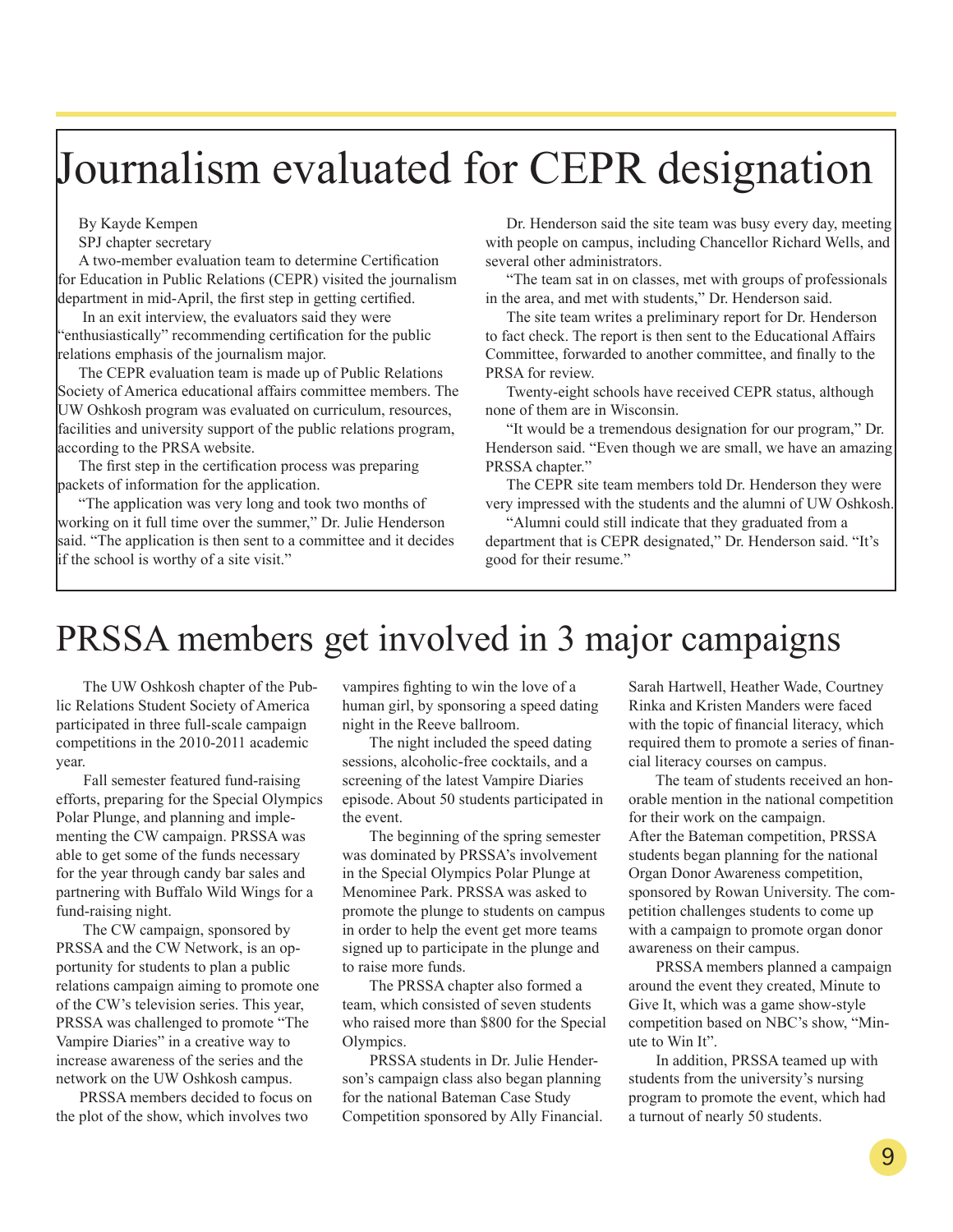# Journalism evaluated for CEPR designation

By Kayde Kempen

SPJ chapter secretary

A two-member evaluation team to determine Certification for Education in Public Relations (CEPR) visited the journalism department in mid-April, the first step in getting certified.

In an exit interview, the evaluators said they were "enthusiastically" recommending certification for the public relations emphasis of the journalism major.

The CEPR evaluation team is made up of Public Relations Society of America educational affairs committee members. The UW Oshkosh program was evaluated on curriculum, resources, facilities and university support of the public relations program, according to the PRSA website.

The first step in the certification process was preparing packets of information for the application.

"The application was very long and took two months of working on it full time over the summer," Dr. Julie Henderson said. "The application is then sent to a committee and it decides if the school is worthy of a site visit."

Dr. Henderson said the site team was busy every day, meeting with people on campus, including Chancellor Richard Wells, and several other administrators.

"The team sat in on classes, met with groups of professionals in the area, and met with students," Dr. Henderson said.

The site team writes a preliminary report for Dr. Henderson to fact check. The report is then sent to the Educational Affairs Committee, forwarded to another committee, and finally to the PRSA for review.

Twenty-eight schools have received CEPR status, although none of them are in Wisconsin.

"It would be a tremendous designation for our program," Dr. Henderson said. "Even though we are small, we have an amazing PRSSA chapter."

The CEPR site team members told Dr. Henderson they were very impressed with the students and the alumni of UW Oshkosh.

"Alumni could still indicate that they graduated from a department that is CEPR designated," Dr. Henderson said. "It's good for their resume."

# PRSSA members get involved in 3 major campaigns

The UW Oshkosh chapter of the Public Relations Student Society of America participated in three full-scale campaign competitions in the 2010-2011 academic year.

Fall semester featured fund-raising efforts, preparing for the Special Olympics Polar Plunge, and planning and implementing the CW campaign. PRSSA was able to get some of the funds necessary for the year through candy bar sales and partnering with Buffalo Wild Wings for a fund-raising night.

The CW campaign, sponsored by PRSSA and the CW Network, is an opportunity for students to plan a public relations campaign aiming to promote one of the CW's television series. This year, PRSSA was challenged to promote "The Vampire Diaries" in a creative way to increase awareness of the series and the network on the UW Oshkosh campus.

PRSSA members decided to focus on the plot of the show, which involves two vampires fighting to win the love of a human girl, by sponsoring a speed dating night in the Reeve ballroom.

The night included the speed dating sessions, alcoholic-free cocktails, and a screening of the latest Vampire Diaries episode. About 50 students participated in the event.

The beginning of the spring semester was dominated by PRSSA's involvement in the Special Olympics Polar Plunge at Menominee Park. PRSSA was asked to promote the plunge to students on campus in order to help the event get more teams signed up to participate in the plunge and to raise more funds.

The PRSSA chapter also formed a team, which consisted of seven students who raised more than $800 for the Special Olympics.

PRSSA students in Dr. Julie Henderson's campaign class also began planning for the national Bateman Case Study Competition sponsored by Ally Financial. Sarah Hartwell, Heather Wade, Courtney Rinka and Kristen Manders were faced with the topic of financial literacy, which required them to promote a series of financial literacy courses on campus.

The team of students received an honorable mention in the national competition for their work on the campaign.

After the Bateman competition, PRSSA students began planning for the national Organ Donor Awareness competition, sponsored by Rowan University. The competition challenges students to come up with a campaign to promote organ donor awareness on their campus.

PRSSA members planned a campaign around the event they created, Minute to Give It, which was a game show-style competition based on NBC's show, "Minute to Win It".

In addition, PRSSA teamed up with students from the university's nursing program to promote the event, which had a turnout of nearly 50 students.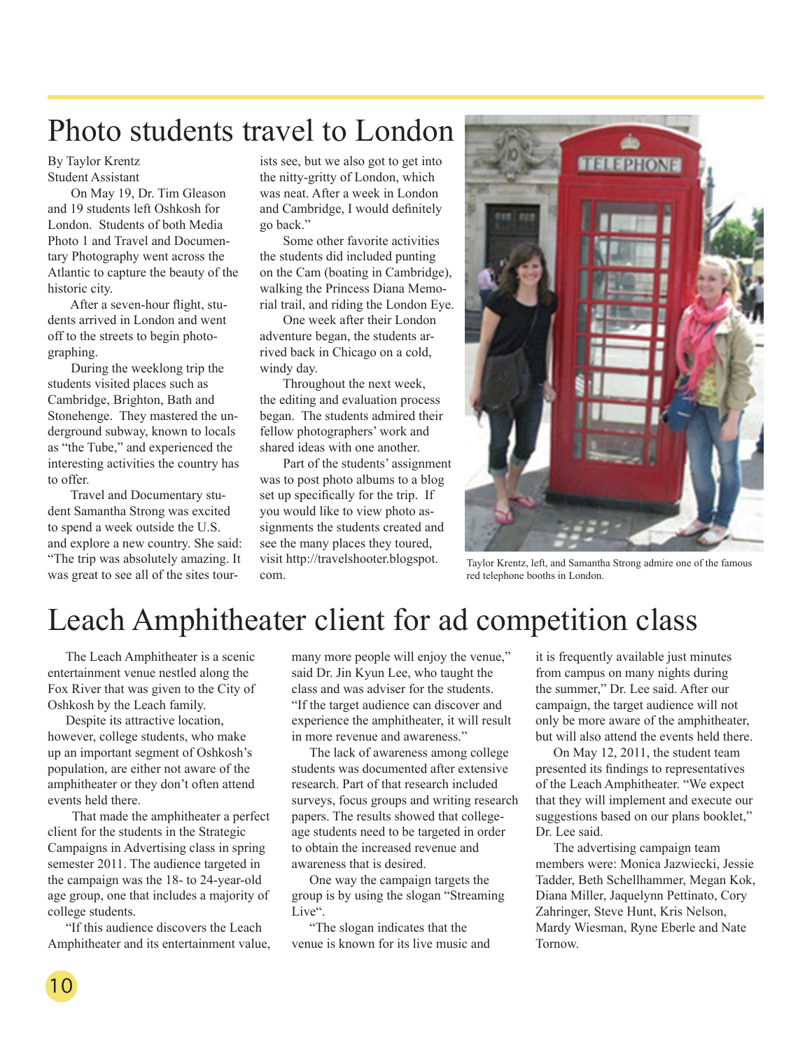# Photo students travel to London

By Taylor Krentz
Student Assistant

On May 19, Dr. Tim Gleason and 19 students left Oshkosh for London. Students of both Media Photo 1 and Travel and Documentary Photography went across the Atlantic to capture the beauty of the historic city.

After a seven-hour flight, students arrived in London and went off to the streets to begin photographing.

During the weeklong trip the students visited places such as Cambridge, Brighton, Bath and Stonehenge. They mastered the underground subway, known to locals as "the Tube," and experienced the interesting activities the country has to offer.

Travel and Documentary student Samantha Strong was excited to spend a week outside the U.S. and explore a new country. She said: "The trip was absolutely amazing. It was great to see all of the sites tourists see, but we also got to get into the nitty-gritty of London, which was neat. After a week in London and Cambridge, I would definitely go back."

Some other favorite activities the students did included punting on the Cam (boating in Cambridge), walking the Princess Diana Memorial trail, and riding the London Eye.

One week after their London adventure began, the students arrived back in Chicago on a cold, windy day.

Throughout the next week, the editing and evaluation process began. The students admired their fellow photographers' work and shared ideas with one another.

Part of the students' assignment was to post photo albums to a blog set up specifically for the trip. If you would like to view photo assignments the students created and see the many places they toured, visit http://travelshooter.blogspot.com.

Taylor Krentz, left, and Samantha Strong admire one of the famous red telephone booths in London.

# Leach Amphitheater client for ad competition class

The Leach Amphitheater is a scenic entertainment venue nestled along the Fox River that was given to the City of Oshkosh by the Leach family.

Despite its attractive location, however, college students, who make up an important segment of Oshkosh's population, are either not aware of the amphitheater or they don't often attend events held there.

That made the amphitheater a perfect client for the students in the Strategic Campaigns in Advertising class in spring semester 2011. The audience targeted in the campaign was the 18- to 24-year-old age group, one that includes a majority of college students.

"If this audience discovers the Leach Amphitheater and its entertainment value, many more people will enjoy the venue," said Dr. Jin Kyun Lee, who taught the class and was adviser for the students. "If the target audience can discover and experience the amphitheater, it will result in more revenue and awareness."

The lack of awareness among college students was documented after extensive research. Part of that research included surveys, focus groups and writing research papers. The results showed that college-age students need to be targeted in order to obtain the increased revenue and awareness that is desired.

One way the campaign targets the group is by using the slogan "Streaming Live".

"The slogan indicates that the venue is known for its live music and it is frequently available just minutes from campus on many nights during the summer," Dr. Lee said. After our campaign, the target audience will not only be more aware of the amphitheater, but will also attend the events held there.

On May 12, 2011, the student team presented its findings to representatives of the Leach Amphitheater. "We expect that they will implement and execute our suggestions based on our plans booklet," Dr. Lee said.

The advertising campaign team members were: Monica Jazwiecki, Jessie Tadder, Beth Schellhammer, Megan Kok, Diana Miller, Jaquelynn Pettinato, Cory Zahringer, Steve Hunt, Kris Nelson, Mardy Wiesman, Ryne Eberle and Nate Tornow.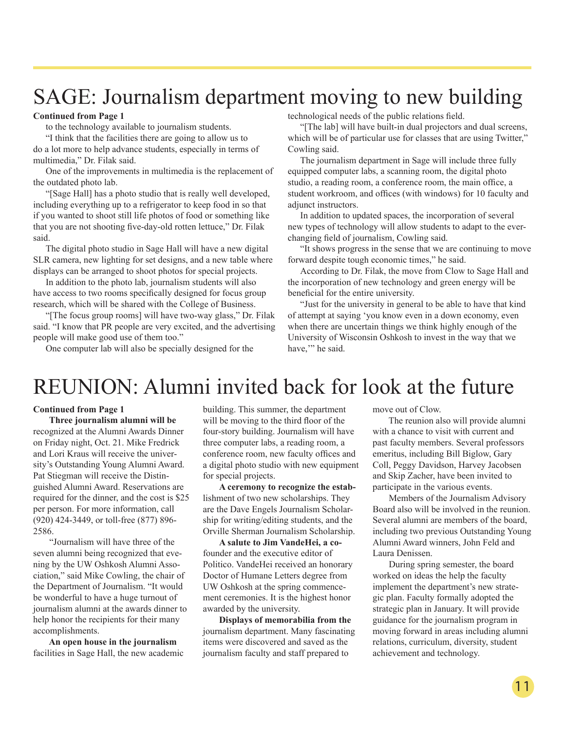# SAGE: Journalism department moving to new building

**Continued from Page 1**

to the technology available to journalism students.

"I think that the facilities there are going to allow us to do a lot more to help advance students, especially in terms of multimedia," Dr. Filak said.

One of the improvements in multimedia is the replacement of the outdated photo lab.

"[Sage Hall] has a photo studio that is really well developed, including everything up to a refrigerator to keep food in so that if you wanted to shoot still life photos of food or something like that you are not shooting five-day-old rotten lettuce," Dr. Filak said.

The digital photo studio in Sage Hall will have a new digital SLR camera, new lighting for set designs, and a new table where displays can be arranged to shoot photos for special projects.

In addition to the photo lab, journalism students will also have access to two rooms specifically designed for focus group research, which will be shared with the College of Business.

"[The focus group rooms] will have two-way glass," Dr. Filak said. "I know that PR people are very excited, and the advertising people will make good use of them too."

One computer lab will also be specially designed for the technological needs of the public relations field.

"[The lab] will have built-in dual projectors and dual screens, which will be of particular use for classes that are using Twitter," Cowling said.

The journalism department in Sage will include three fully equipped computer labs, a scanning room, the digital photo studio, a reading room, a conference room, the main office, a student workroom, and offices (with windows) for 10 faculty and adjunct instructors.

In addition to updated spaces, the incorporation of several new types of technology will allow students to adapt to the ever-changing field of journalism, Cowling said.

"It shows progress in the sense that we are continuing to move forward despite tough economic times," he said.

According to Dr. Filak, the move from Clow to Sage Hall and the incorporation of new technology and green energy will be beneficial for the entire university.

"Just for the university in general to be able to have that kind of attempt at saying 'you know even in a down economy, even when there are uncertain things we think highly enough of the University of Wisconsin Oshkosh to invest in the way that we have,'" he said.

# REUNION: Alumni invited back for look at the future

**Continued from Page 1**

**Three journalism alumni will be** recognized at the Alumni Awards Dinner on Friday night, Oct. 21. Mike Fredrick and Lori Kraus will receive the university's Outstanding Young Alumni Award. Pat Stiegman will receive the Distinguished Alumni Award. Reservations are required for the dinner, and the cost is $25 per person. For more information, call (920) 424-3449, or toll-free (877) 896-2586.

"Journalism will have three of the seven alumni being recognized that evening by the UW Oshkosh Alumni Association," said Mike Cowling, the chair of the Department of Journalism. "It would be wonderful to have a huge turnout of journalism alumni at the awards dinner to help honor the recipients for their many accomplishments.

**An open house in the journalism** facilities in Sage Hall, the new academic building. This summer, the department will be moving to the third floor of the four-story building. Journalism will have three computer labs, a reading room, a conference room, new faculty offices and a digital photo studio with new equipment for special projects.

**A ceremony to recognize the establishment** of two new scholarships. They are the Dave Engels Journalism Scholarship for writing/editing students, and the Orville Sherman Journalism Scholarship.

**A salute to Jim VandeHei, a co-founder** and the executive editor of Politico. VandeHei received an honorary Doctor of Humane Letters degree from UW Oshkosh at the spring commencement ceremonies. It is the highest honor awarded by the university.

**Displays of memorabilia from the** journalism department. Many fascinating items were discovered and saved as the journalism faculty and staff prepared to move out of Clow.

The reunion also will provide alumni with a chance to visit with current and past faculty members. Several professors emeritus, including Bill Biglow, Gary Coll, Peggy Davidson, Harvey Jacobsen and Skip Zacher, have been invited to participate in the various events.

Members of the Journalism Advisory Board also will be involved in the reunion. Several alumni are members of the board, including two previous Outstanding Young Alumni Award winners, John Feld and Laura Denissen.

During spring semester, the board worked on ideas the help the faculty implement the department's new strategic plan. Faculty formally adopted the strategic plan in January. It will provide guidance for the journalism program in moving forward in areas including alumni relations, curriculum, diversity, student achievement and technology.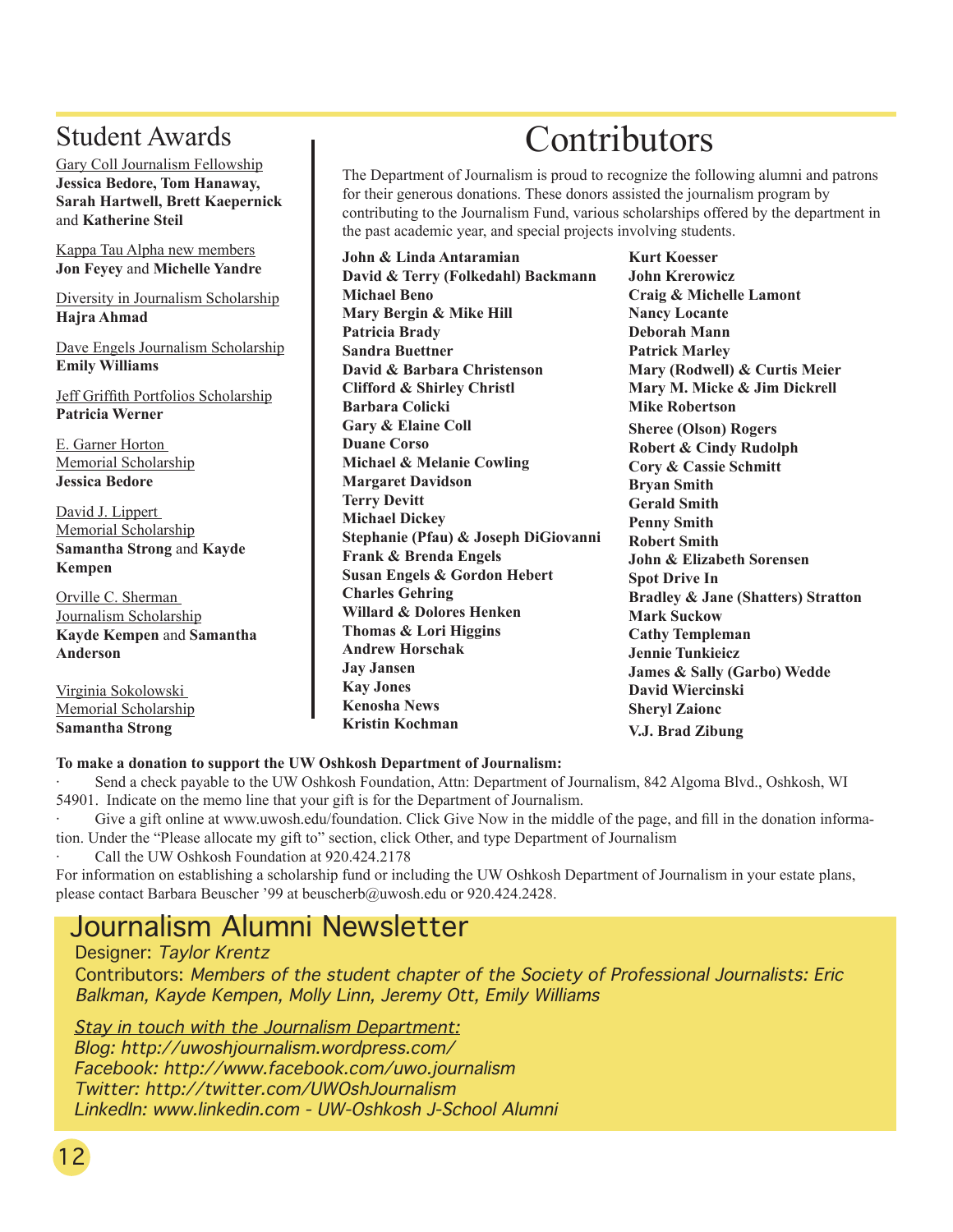## Student Awards

Gary Coll Journalism Fellowship
**Jessica Bedore, Tom Hanaway, Sarah Hartwell, Brett Kaepernick** and **Katherine Steil**

Kappa Tau Alpha new members
**Jon Feyey** and **Michelle Yandre**

Diversity in Journalism Scholarship
**Hajra Ahmad**

Dave Engels Journalism Scholarship
**Emily Williams**

Jeff Griffith Portfolios Scholarship
**Patricia Werner**

E. Garner Horton Memorial Scholarship
**Jessica Bedore**

David J. Lippert Memorial Scholarship
**Samantha Strong** and **Kayde Kempen**

Orville C. Sherman Journalism Scholarship
**Kayde Kempen** and **Samantha Anderson**

Virginia Sokolowski Memorial Scholarship
**Samantha Strong**

# Contributors

The Department of Journalism is proud to recognize the following alumni and patrons for their generous donations. These donors assisted the journalism program by contributing to the Journalism Fund, various scholarships offered by the department in the past academic year, and special projects involving students.

**John & Linda Antaramian**
**David & Terry (Folkedahl) Backmann**
**Michael Beno**
**Mary Bergin & Mike Hill**
**Patricia Brady**
**Sandra Buettner**
**David & Barbara Christenson**
**Clifford & Shirley Christl**
**Barbara Colicki**
**Gary & Elaine Coll**
**Duane Corso**
**Michael & Melanie Cowling**
**Margaret Davidson**
**Terry Devitt**
**Michael Dickey**
**Stephanie (Pfau) & Joseph DiGiovanni**
**Frank & Brenda Engels**
**Susan Engels & Gordon Hebert**
**Charles Gehring**
**Willard & Dolores Henken**
**Thomas & Lori Higgins**
**Andrew Horschak**
**Jay Jansen**
**Kay Jones**
**Kenosha News**
**Kristin Kochman**
**Kurt Koesser**
**John Krerowicz**
**Craig & Michelle Lamont**
**Nancy Locante**
**Deborah Mann**
**Patrick Marley**
**Mary (Rodwell) & Curtis Meier**
**Mary M. Micke & Jim Dickrell**
**Mike Robertson**
**Sheree (Olson) Rogers**
**Robert & Cindy Rudolph**
**Cory & Cassie Schmitt**
**Bryan Smith**
**Gerald Smith**
**Penny Smith**
**Robert Smith**
**John & Elizabeth Sorensen**
**Spot Drive In**
**Bradley & Jane (Shatters) Stratton**
**Mark Suckow**
**Cathy Templeman**
**Jennie Tunkieicz**
**James & Sally (Garbo) Wedde**
**David Wiercinski**
**Sheryl Zaionc**
**V.J. Brad Zibung**

**To make a donation to support the UW Oshkosh Department of Journalism:**

- Send a check payable to the UW Oshkosh Foundation, Attn: Department of Journalism, 842 Algoma Blvd., Oshkosh, WI 54901. Indicate on the memo line that your gift is for the Department of Journalism.
- Give a gift online at www.uwosh.edu/foundation. Click Give Now in the middle of the page, and fill in the donation information. Under the "Please allocate my gift to" section, click Other, and type Department of Journalism
- Call the UW Oshkosh Foundation at 920.424.2178

For information on establishing a scholarship fund or including the UW Oshkosh Department of Journalism in your estate plans, please contact Barbara Beuscher '99 at beuscherb@uwosh.edu or 920.424.2428.

## Journalism Alumni Newsletter

Designer: *Taylor Krentz*
Contributors: *Members of the student chapter of the Society of Professional Journalists: Eric Balkman, Kayde Kempen, Molly Linn, Jeremy Ott, Emily Williams*

*Stay in touch with the Journalism Department:*
*Blog: http://uwoshjournalism.wordpress.com/*
*Facebook: http://www.facebook.com/uwo.journalism*
*Twitter: http://twitter.com/UWOshJournalism*
*LinkedIn: www.linkedin.com - UW-Oshkosh J-School Alumni*